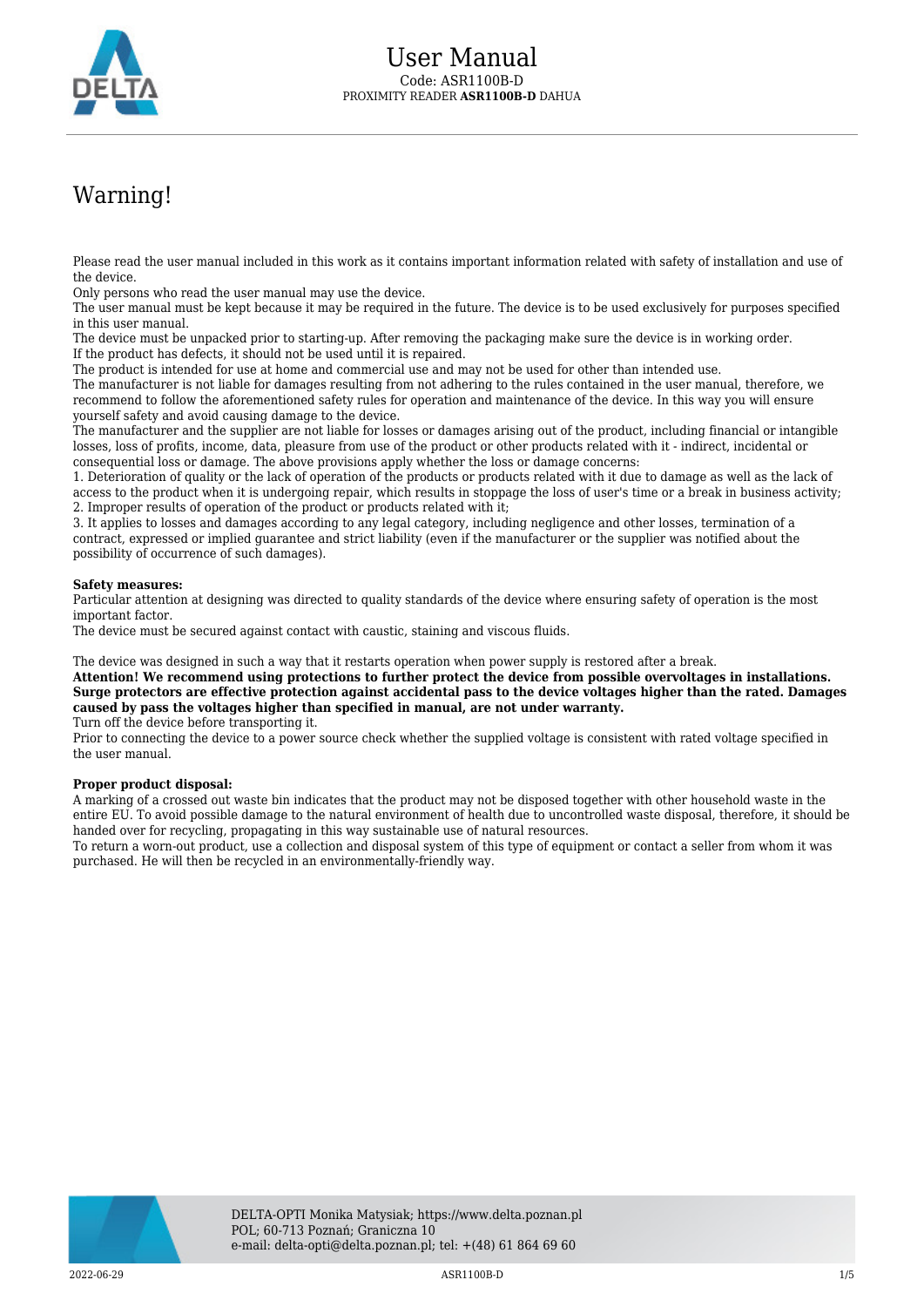# User Manual

Code: ASR1100B-D

PROXIMITY READER **ASR1100B-D** DAHUA

## Warning!

Please read the user manual included in this work as it contains important information related with safety of installation and use of the device.
Only persons who read the user manual may use the device.
The user manual must be kept because it may be required in the future. The device is to be used exclusively for purposes specified in this user manual.
The device must be unpacked prior to starting-up. After removing the packaging make sure the device is in working order.
If the product has defects, it should not be used until it is repaired.
The product is intended for use at home and commercial use and may not be used for other than intended use.
The manufacturer is not liable for damages resulting from not adhering to the rules contained in the user manual, therefore, we recommend to follow the aforementioned safety rules for operation and maintenance of the device. In this way you will ensure yourself safety and avoid causing damage to the device.
The manufacturer and the supplier are not liable for losses or damages arising out of the product, including financial or intangible losses, loss of profits, income, data, pleasure from use of the product or other products related with it - indirect, incidental or consequential loss or damage. The above provisions apply whether the loss or damage concerns:
1. Deterioration of quality or the lack of operation of the products or products related with it due to damage as well as the lack of access to the product when it is undergoing repair, which results in stoppage the loss of user's time or a break in business activity;
2. Improper results of operation of the product or products related with it;
3. It applies to losses and damages according to any legal category, including negligence and other losses, termination of a contract, expressed or implied guarantee and strict liability (even if the manufacturer or the supplier was notified about the possibility of occurrence of such damages).

**Safety measures:**
Particular attention at designing was directed to quality standards of the device where ensuring safety of operation is the most important factor.
The device must be secured against contact with caustic, staining and viscous fluids.

The device was designed in such a way that it restarts operation when power supply is restored after a break.
**Attention! We recommend using protections to further protect the device from possible overvoltages in installations. Surge protectors are effective protection against accidental pass to the device voltages higher than the rated. Damages caused by pass the voltages higher than specified in manual, are not under warranty.**
Turn off the device before transporting it.
Prior to connecting the device to a power source check whether the supplied voltage is consistent with rated voltage specified in the user manual.

**Proper product disposal:**
A marking of a crossed out waste bin indicates that the product may not be disposed together with other household waste in the entire EU. To avoid possible damage to the natural environment of health due to uncontrolled waste disposal, therefore, it should be handed over for recycling, propagating in this way sustainable use of natural resources.
To return a worn-out product, use a collection and disposal system of this type of equipment or contact a seller from whom it was purchased. He will then be recycled in an environmentally-friendly way.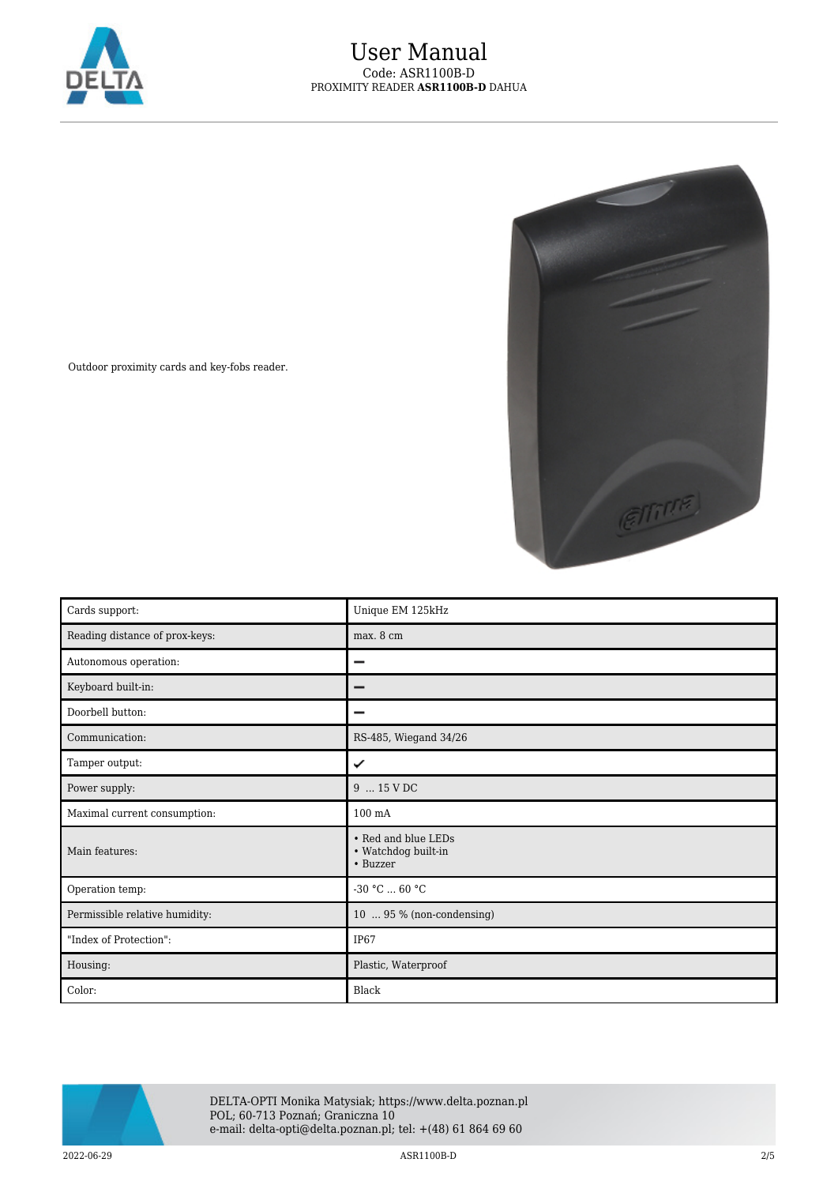Outdoor proximity cards and key-fobs reader.

| Cards support: | Unique EM 125kHz |
| --- | --- |
| Reading distance of prox-keys: | max. 8 cm |
| Autonomous operation: | – |
| Keyboard built-in: | – |
| Doorbell button: | – |
| Communication: | RS-485, Wiegand 34/26 |
| Tamper output: | ✓ |
| Power supply: | 9 ... 15 V DC |
| Maximal current consumption: | 100 mA |
| Main features: | • Red and blue LEDs<br>• Watchdog built-in<br>• Buzzer |
| Operation temp: | -30 °C ... 60 °C |
| Permissible relative humidity: | 10 ... 95 % (non-condensing) |
| "Index of Protection": | IP67 |
| Housing: | Plastic, Waterproof |
| Color: | Black |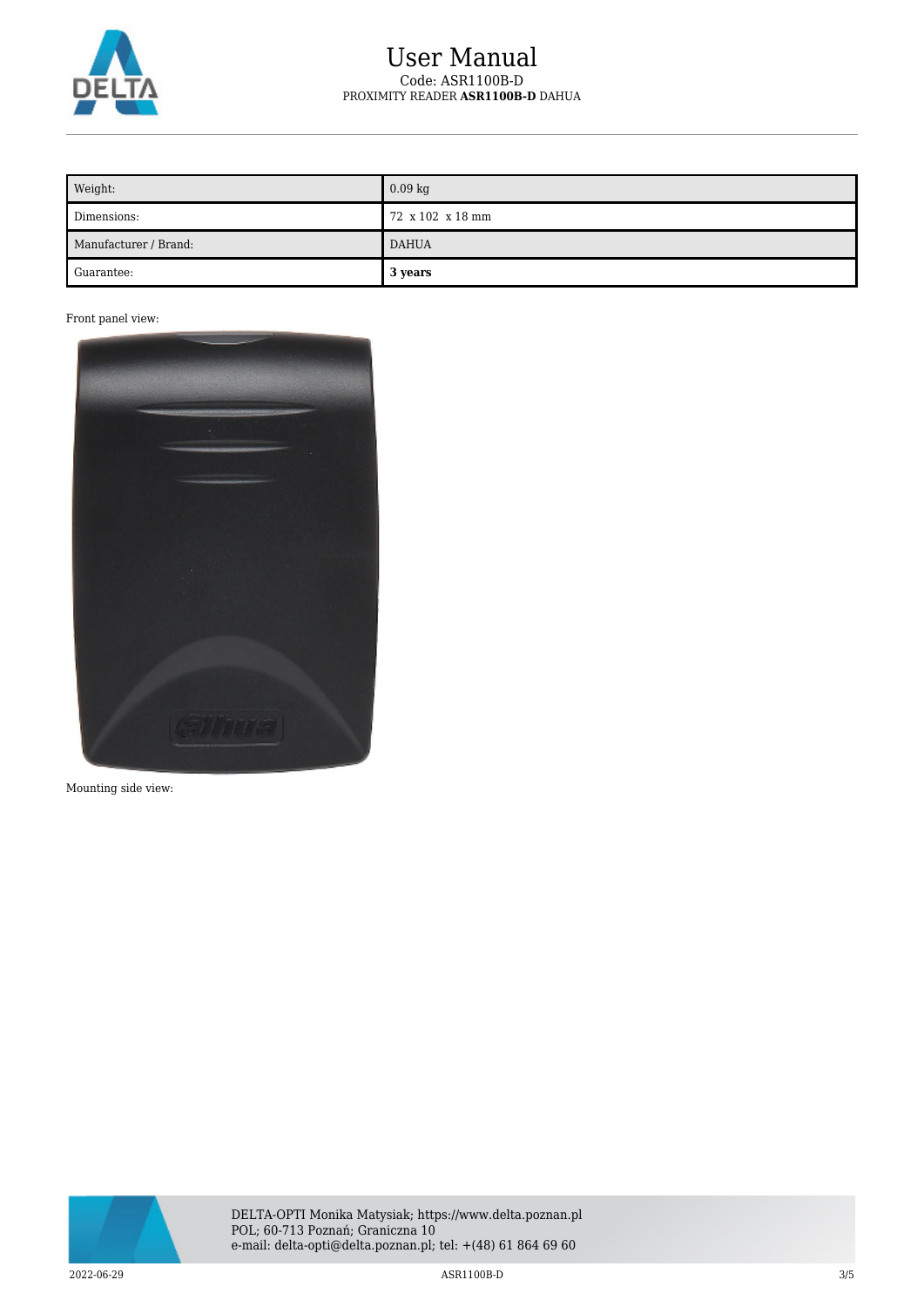| Weight: | 0.09 kg |
| --- | --- |
| Dimensions: | 72 x 102 x 18 mm |
| Manufacturer / Brand: | DAHUA |
| Guarantee: | **3 years** |

Front panel view:

Mounting side view: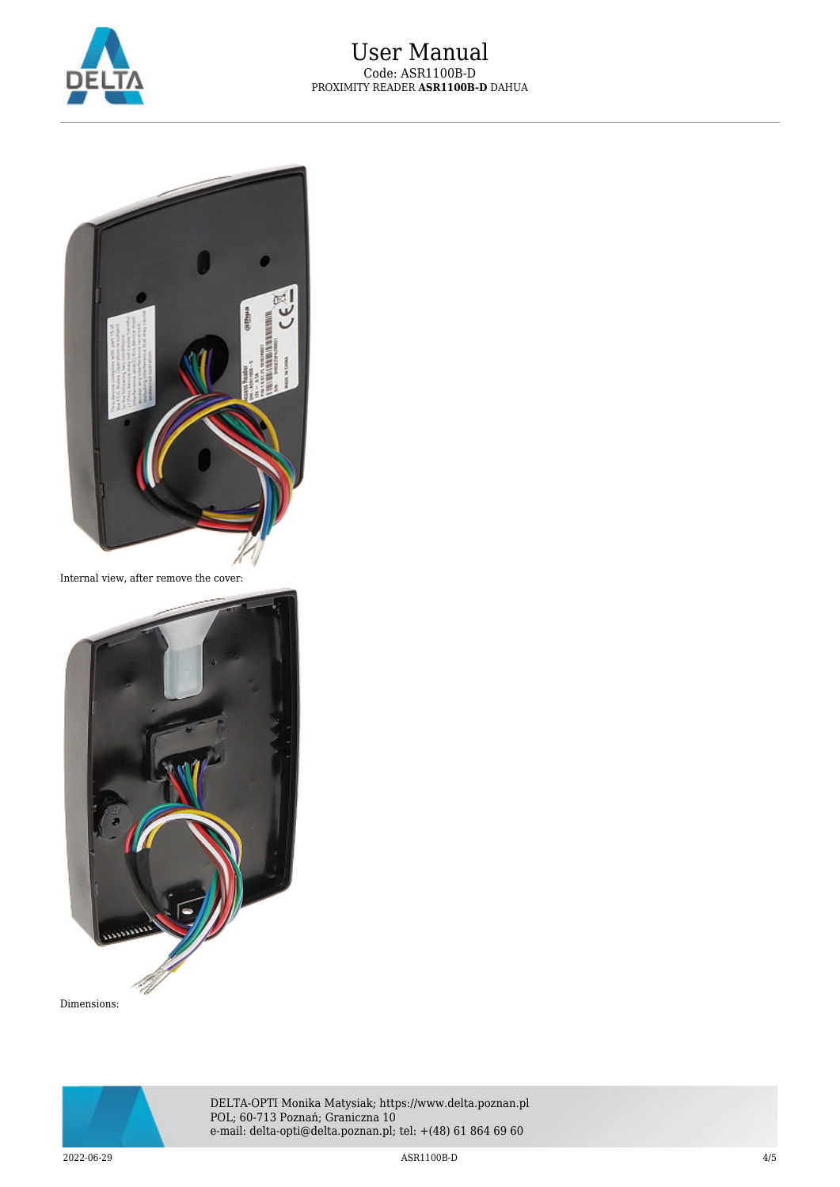Internal view, after remove the cover:

Dimensions: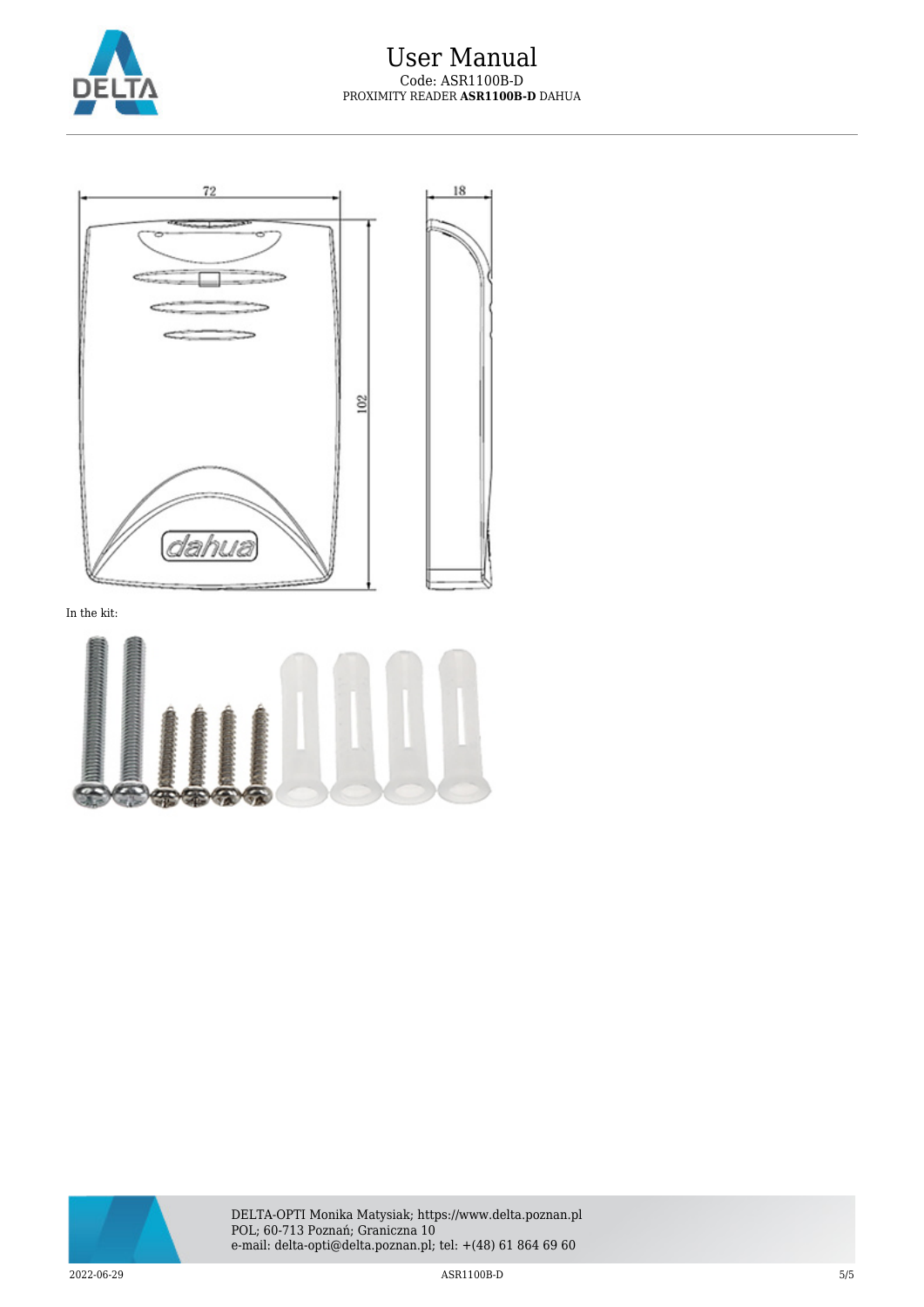72

18

102

In the kit: